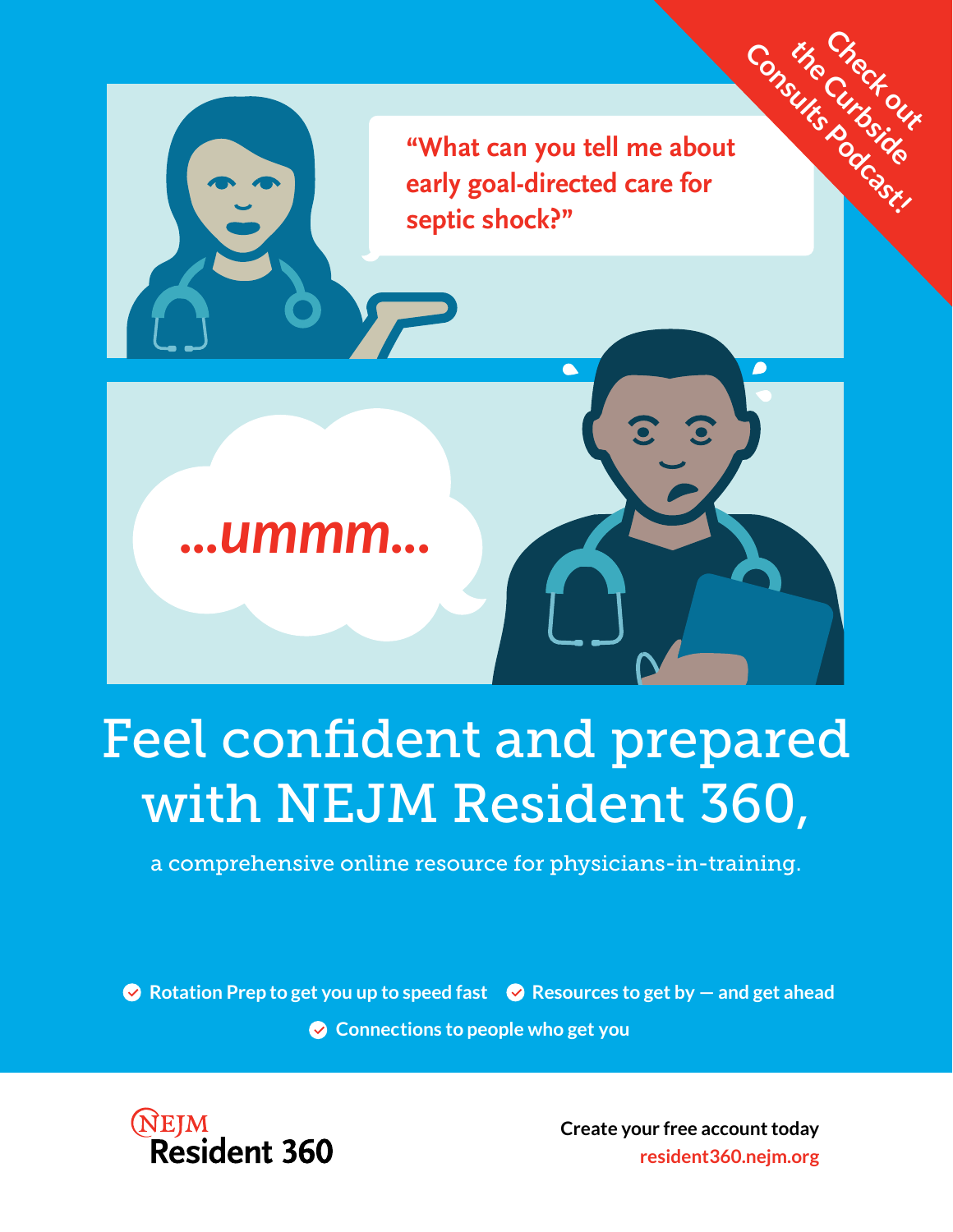Check out the Curbside Consults Podcast!

"What can you tell me about early goal-directed care for septic shock?"

*...ummm...*

# Feel confident and prepared with NEJM Resident 360,

a comprehensive online resource for physicians-in-training.

- Rotation Prep to get you up to speed fast
- Resources to get by — and get ahead
- Connections to people who get you

NEJM Resident 360

**Create your free account today**
resident360.nejm.org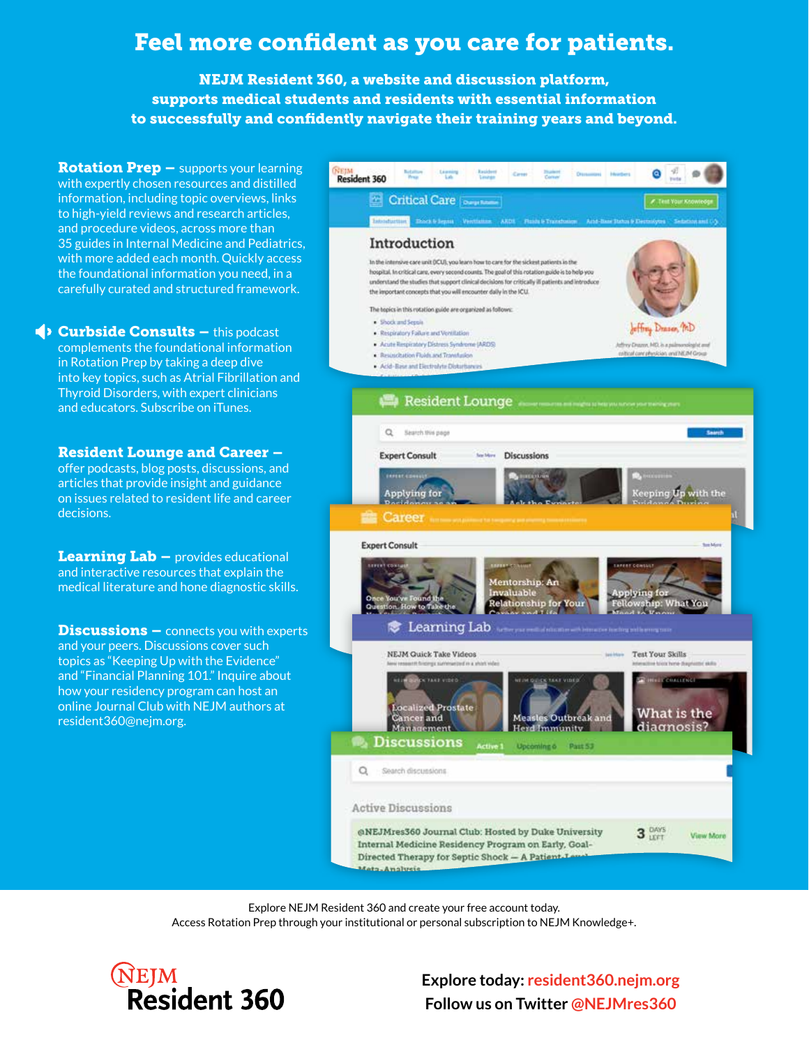# Feel more confident as you care for patients.

**NEJM Resident 360, a website and discussion platform, supports medical students and residents with essential information to successfully and confidently navigate their training years and beyond.**

**Rotation Prep –** supports your learning with expertly chosen resources and distilled information, including topic overviews, links to high-yield reviews and research articles, and procedure videos, across more than 35 guides in Internal Medicine and Pediatrics, with more added each month. Quickly access the foundational information you need, in a carefully curated and structured framework.

**Curbside Consults –** this podcast complements the foundational information in Rotation Prep by taking a deep dive into key topics, such as Atrial Fibrillation and Thyroid Disorders, with expert clinicians and educators. Subscribe on iTunes.

**Resident Lounge and Career –** offer podcasts, blog posts, discussions, and articles that provide insight and guidance on issues related to resident life and career decisions.

**Learning Lab –** provides educational and interactive resources that explain the medical literature and hone diagnostic skills.

**Discussions –** connects you with experts and your peers. Discussions cover such topics as "Keeping Up with the Evidence" and "Financial Planning 101." Inquire about how your residency program can host an online Journal Club with NEJM authors at resident360@nejm.org.

Explore NEJM Resident 360 and create your free account today.
Access Rotation Prep through your institutional or personal subscription to NEJM Knowledge+.

NEJM Resident 360

**Explore today: resident360.nejm.org**
**Follow us on Twitter @NEJMres360**